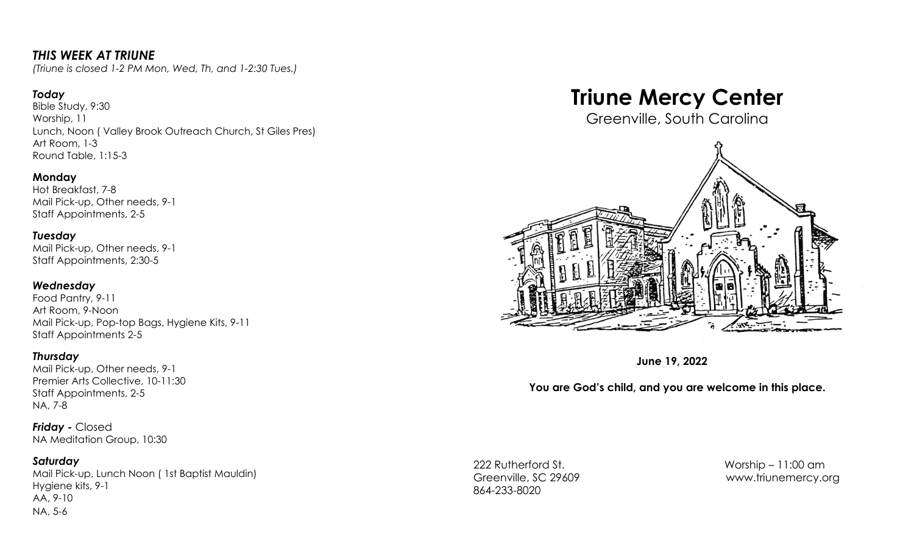## *THIS WEEK AT TRIUNE*

*(Triune is closed 1-2 PM Mon, Wed, Th, and 1-2:30 Tues.)*

### *Today*

Bible Study, 9:30
Worship, 11
Lunch, Noon ( Valley Brook Outreach Church, St Giles Pres)
Art Room, 1-3
Round Table, 1:15-3

### Monday

Hot Breakfast, 7-8
Mail Pick-up, Other needs, 9-1
Staff Appointments, 2-5

### *Tuesday*

Mail Pick-up, Other needs, 9-1
Staff Appointments, 2:30-5

### *Wednesday*

Food Pantry, 9-11
Art Room, 9-Noon
Mail Pick-up, Pop-top Bags, Hygiene Kits, 9-11
Staff Appointments 2-5

### *Thursday*

Mail Pick-up, Other needs, 9-1
Premier Arts Collective, 10-11:30
Staff Appointments, 2-5
NA, 7-8

***Friday -*** Closed
NA Meditation Group, 10:30

### *Saturday*

Mail Pick-up, Lunch Noon ( 1st Baptist Mauldin)
Hygiene kits, 9-1
AA, 9-10
NA, 5-6

# Triune Mercy Center

Greenville, South Carolina

**June 19, 2022**

**You are God's child, and you are welcome in this place.**

222 Rutherford St.
Greenville, SC 29609
864-233-8020

Worship – 11:00 am
www.triunemercy.org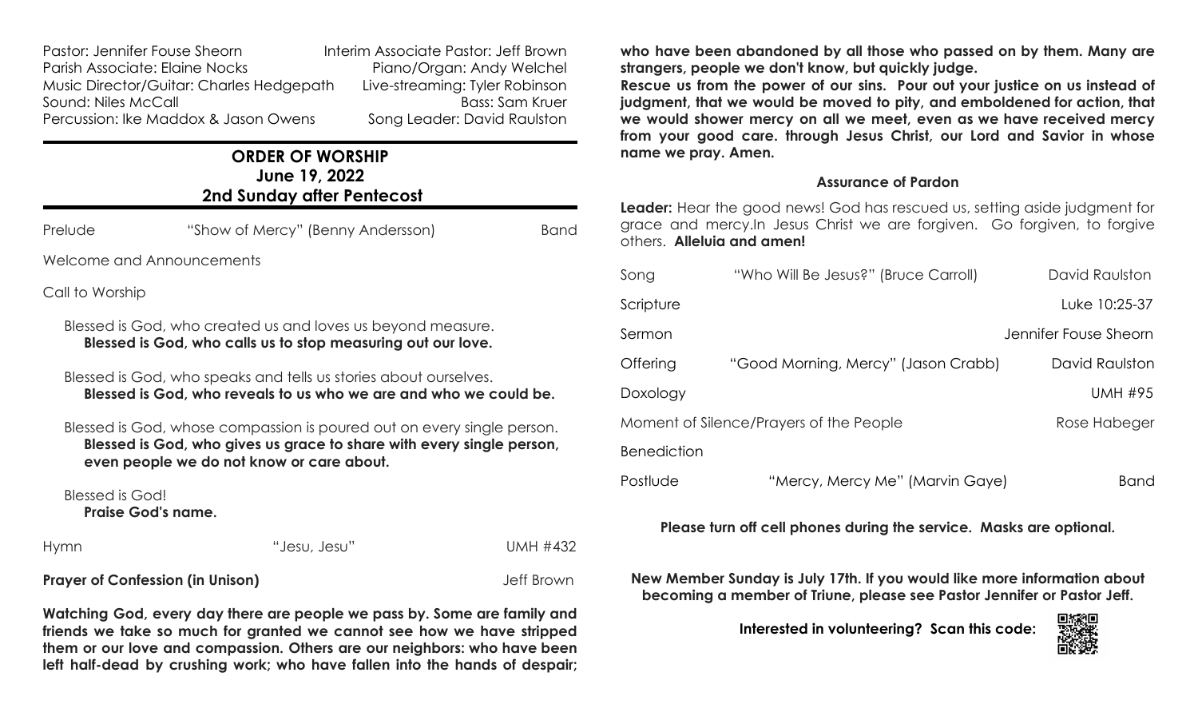Pastor: Jennifer Fouse Sheorn
Interim Associate Pastor: Jeff Brown
Parish Associate: Elaine Nocks
Piano/Organ: Andy Welchel
Music Director/Guitar: Charles Hedgepath
Live-streaming: Tyler Robinson
Sound: Niles McCall
Bass: Sam Kruer
Percussion: Ike Maddox & Jason Owens
Song Leader: David Raulston

## ORDER OF WORSHIP
## June 19, 2022
## 2nd Sunday after Pentecost

Prelude — "Show of Mercy" (Benny Andersson) — Band

Welcome and Announcements

Call to Worship

Blessed is God, who created us and loves us beyond measure.
**Blessed is God, who calls us to stop measuring out our love.**

Blessed is God, who speaks and tells us stories about ourselves.
**Blessed is God, who reveals to us who we are and who we could be.**

Blessed is God, whose compassion is poured out on every single person.
**Blessed is God, who gives us grace to share with every single person, even people we do not know or care about.**

Blessed is God!
**Praise God's name.**

Hymn — "Jesu, Jesu" — UMH #432

**Prayer of Confession (in Unison)** — Jeff Brown

**Watching God, every day there are people we pass by. Some are family and friends we take so much for granted we cannot see how we have stripped them or our love and compassion. Others are our neighbors: who have been left half-dead by crushing work; who have fallen into the hands of despair; who have been abandoned by all those who passed on by them. Many are strangers, people we don't know, but quickly judge.**
**Rescue us from the power of our sins. Pour out your justice on us instead of judgment, that we would be moved to pity, and emboldened for action, that we would shower mercy on all we meet, even as we have received mercy from your good care. through Jesus Christ, our Lord and Savior in whose name we pray. Amen.**

### Assurance of Pardon

**Leader:** Hear the good news! God has rescued us, setting aside judgment for grace and mercy.In Jesus Christ we are forgiven. Go forgiven, to forgive others. **Alleluia and amen!**

| | | |
|---|---|---|
| Song | "Who Will Be Jesus?" (Bruce Carroll) | David Raulston |
| Scripture | | Luke 10:25-37 |
| Sermon | | Jennifer Fouse Sheorn |
| Offering | "Good Morning, Mercy" (Jason Crabb) | David Raulston |
| Doxology | | UMH #95 |
| Moment of Silence/Prayers of the People | | Rose Habeger |
| Benediction | | |
| Postlude | "Mercy, Mercy Me" (Marvin Gaye) | Band |

**Please turn off cell phones during the service. Masks are optional.**

**New Member Sunday is July 17th. If you would like more information about becoming a member of Triune, please see Pastor Jennifer or Pastor Jeff.**

**Interested in volunteering? Scan this code:**